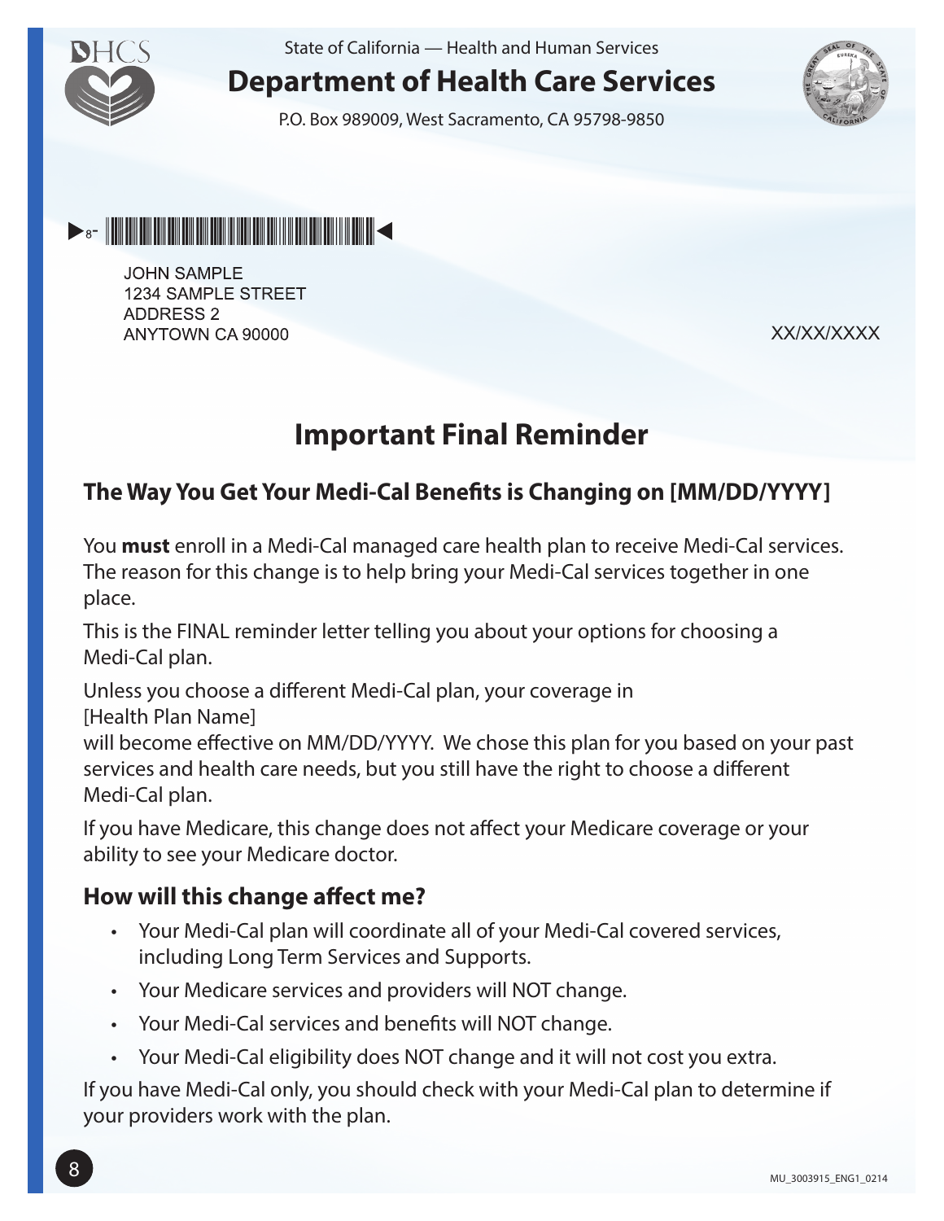State of California — Health and Human Services

# Department of Health Care Services

P.O. Box 989009, West Sacramento, CA 95798-9850

JOHN SAMPLE
1234 SAMPLE STREET
ADDRESS 2
ANYTOWN CA 90000

XX/XX/XXXX

# Important Final Reminder

## The Way You Get Your Medi-Cal Benefits is Changing on [MM/DD/YYYY]

You **must** enroll in a Medi-Cal managed care health plan to receive Medi-Cal services. The reason for this change is to help bring your Medi-Cal services together in one place.

This is the FINAL reminder letter telling you about your options for choosing a Medi-Cal plan.

Unless you choose a different Medi-Cal plan, your coverage in
[Health Plan Name]
will become effective on MM/DD/YYYY. We chose this plan for you based on your past services and health care needs, but you still have the right to choose a different Medi-Cal plan.

If you have Medicare, this change does not affect your Medicare coverage or your ability to see your Medicare doctor.

## How will this change affect me?

- Your Medi-Cal plan will coordinate all of your Medi-Cal covered services, including Long Term Services and Supports.
- Your Medicare services and providers will NOT change.
- Your Medi-Cal services and benefits will NOT change.
- Your Medi-Cal eligibility does NOT change and it will not cost you extra.

If you have Medi-Cal only, you should check with your Medi-Cal plan to determine if your providers work with the plan.

MU_3003915_ENG1_0214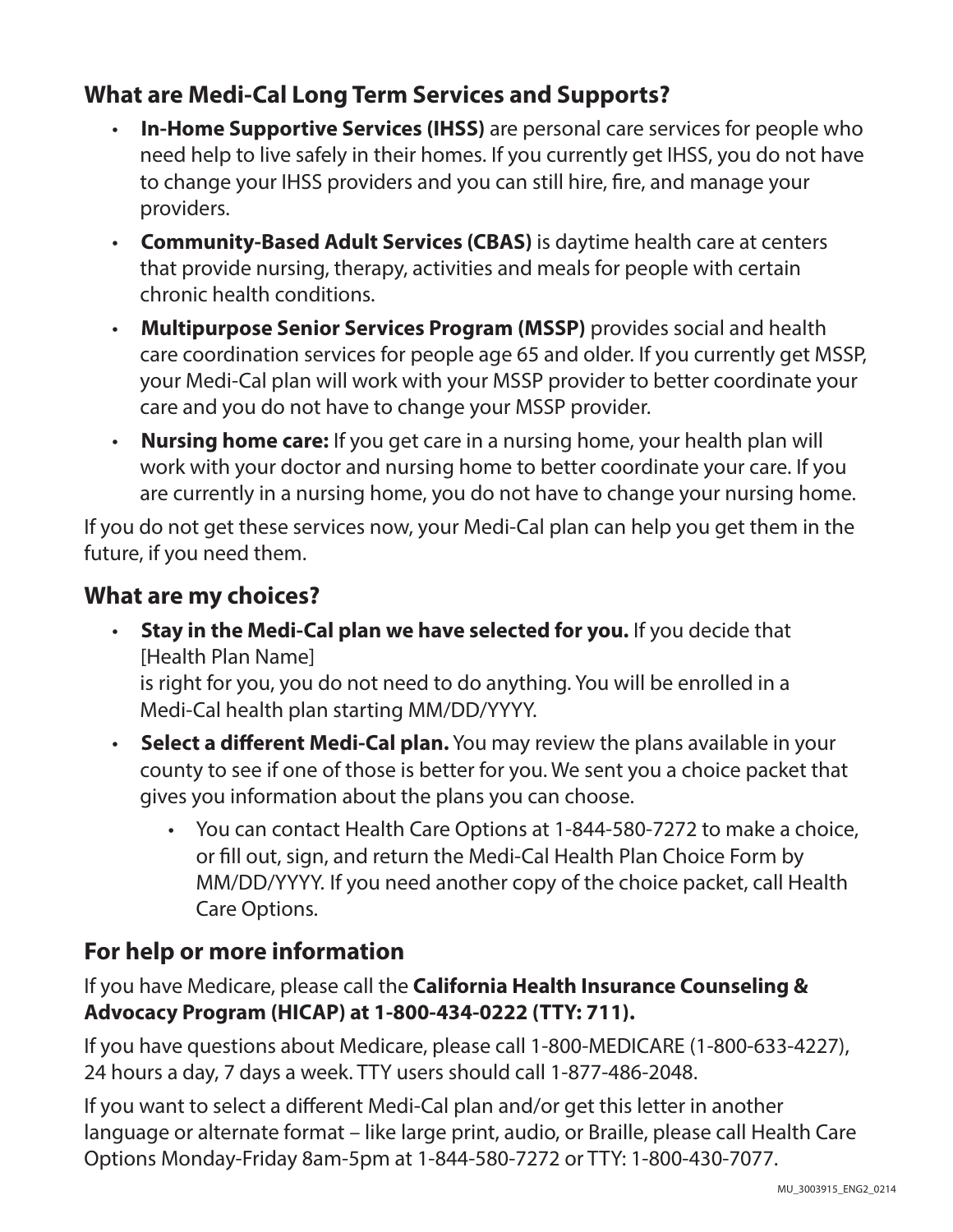## What are Medi-Cal Long Term Services and Supports?

- **In-Home Supportive Services (IHSS)** are personal care services for people who need help to live safely in their homes. If you currently get IHSS, you do not have to change your IHSS providers and you can still hire, fire, and manage your providers.
- **Community-Based Adult Services (CBAS)** is daytime health care at centers that provide nursing, therapy, activities and meals for people with certain chronic health conditions.
- **Multipurpose Senior Services Program (MSSP)** provides social and health care coordination services for people age 65 and older. If you currently get MSSP, your Medi-Cal plan will work with your MSSP provider to better coordinate your care and you do not have to change your MSSP provider.
- **Nursing home care:** If you get care in a nursing home, your health plan will work with your doctor and nursing home to better coordinate your care. If you are currently in a nursing home, you do not have to change your nursing home.

If you do not get these services now, your Medi-Cal plan can help you get them in the future, if you need them.

## What are my choices?

- **Stay in the Medi-Cal plan we have selected for you.** If you decide that [Health Plan Name] is right for you, you do not need to do anything. You will be enrolled in a Medi-Cal health plan starting MM/DD/YYYY.
- **Select a different Medi-Cal plan.** You may review the plans available in your county to see if one of those is better for you. We sent you a choice packet that gives you information about the plans you can choose.
  - You can contact Health Care Options at 1-844-580-7272 to make a choice, or fill out, sign, and return the Medi-Cal Health Plan Choice Form by MM/DD/YYYY. If you need another copy of the choice packet, call Health Care Options.

## For help or more information

If you have Medicare, please call the **California Health Insurance Counseling & Advocacy Program (HICAP) at 1-800-434-0222 (TTY: 711).**

If you have questions about Medicare, please call 1-800-MEDICARE (1-800-633-4227), 24 hours a day, 7 days a week. TTY users should call 1-877-486-2048.

If you want to select a different Medi-Cal plan and/or get this letter in another language or alternate format – like large print, audio, or Braille, please call Health Care Options Monday-Friday 8am-5pm at 1-844-580-7272 or TTY: 1-800-430-7077.

MU_3003915_ENG2_0214